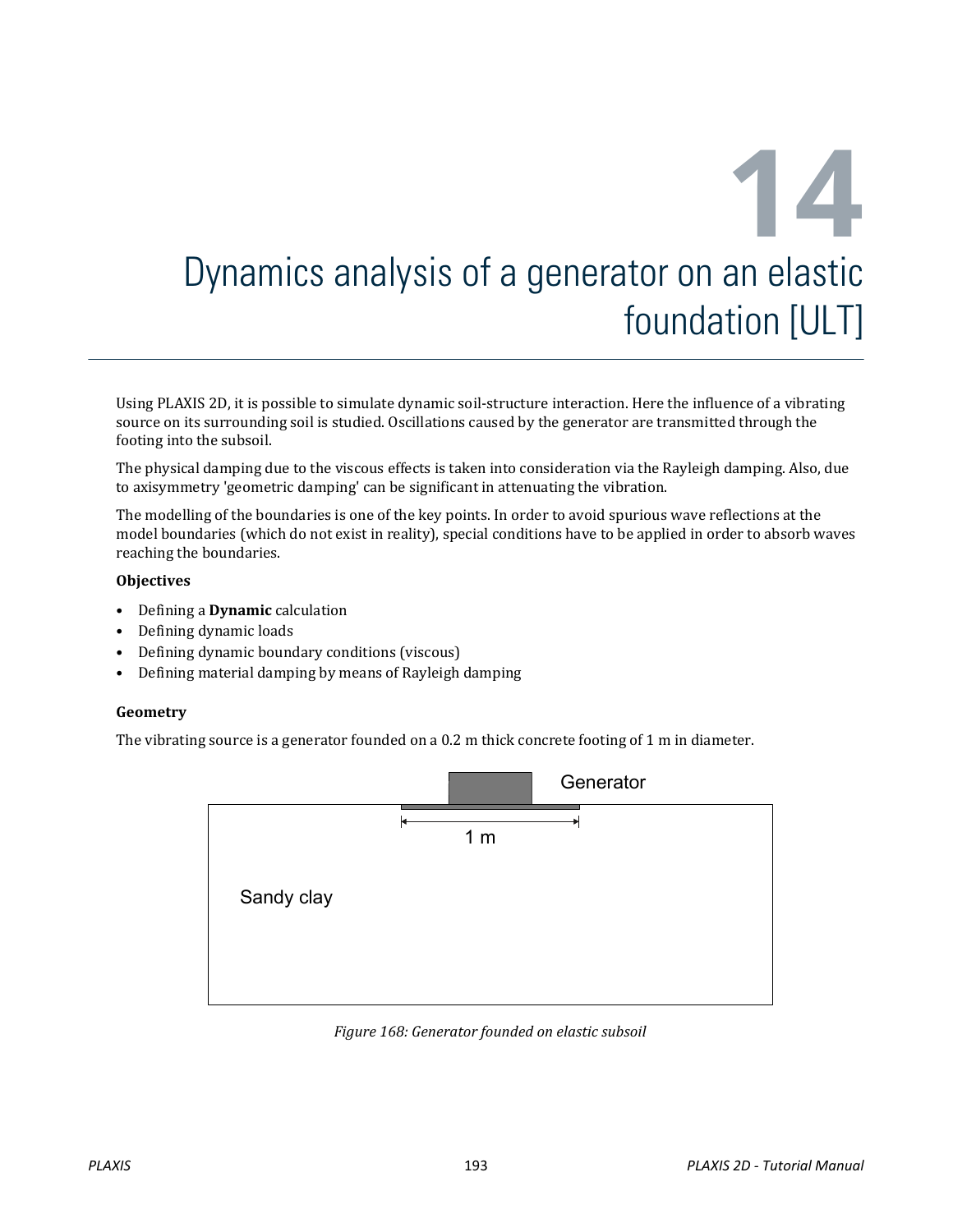# 14 Dynamics analysis of a generator on an elastic foundation [ULT]

Using PLAXIS 2D, it is possible to simulate dynamic soil-structure interaction. Here the influence of a vibrating source on its surrounding soil is studied. Oscillations caused by the generator are transmitted through the footing into the subsoil.

The physical damping due to the viscous effects is taken into consideration via the Rayleigh damping. Also, due to axisymmetry 'geometric damping' can be significant in attenuating the vibration.

The modelling of the boundaries is one of the key points. In order to avoid spurious wave reflections at the model boundaries (which do not exist in reality), special conditions have to be applied in order to absorb waves reaching the boundaries.

**Objectives**

- Defining a **Dynamic** calculation
- Defining dynamic loads
- Defining dynamic boundary conditions (viscous)
- Defining material damping by means of Rayleigh damping

**Geometry**

The vibrating source is a generator founded on a 0.2 m thick concrete footing of 1 m in diameter.

Generator

1 m

Sandy clay

*Figure 168: Generator founded on elastic subsoil*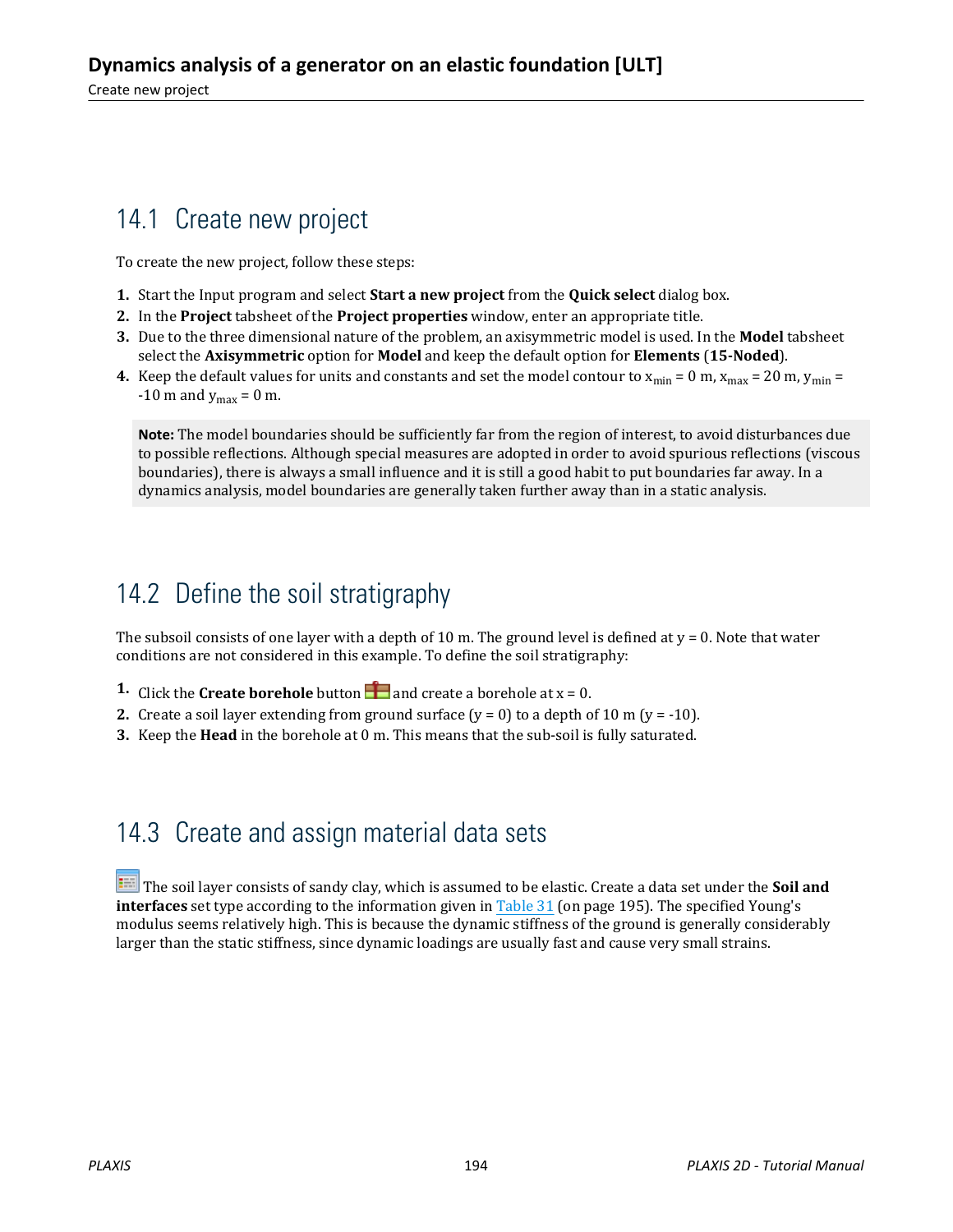## 14.1 Create new project

To create the new project, follow these steps:

1. Start the Input program and select **Start a new project** from the **Quick select** dialog box.
2. In the **Project** tabsheet of the **Project properties** window, enter an appropriate title.
3. Due to the three dimensional nature of the problem, an axisymmetric model is used. In the **Model** tabsheet select the **Axisymmetric** option for **Model** and keep the default option for **Elements** (**15-Noded**).
4. Keep the default values for units and constants and set the model contour to $x_{min}$ = 0 m, $x_{max}$ = 20 m, $y_{min}$ = -10 m and $y_{max}$ = 0 m.

> **Note:** The model boundaries should be sufficiently far from the region of interest, to avoid disturbances due to possible reflections. Although special measures are adopted in order to avoid spurious reflections (viscous boundaries), there is always a small influence and it is still a good habit to put boundaries far away. In a dynamics analysis, model boundaries are generally taken further away than in a static analysis.

## 14.2 Define the soil stratigraphy

The subsoil consists of one layer with a depth of 10 m. The ground level is defined at y = 0. Note that water conditions are not considered in this example. To define the soil stratigraphy:

1. Click the **Create borehole** button and create a borehole at x = 0.
2. Create a soil layer extending from ground surface (y = 0) to a depth of 10 m (y = -10).
3. Keep the **Head** in the borehole at 0 m. This means that the sub-soil is fully saturated.

## 14.3 Create and assign material data sets

The soil layer consists of sandy clay, which is assumed to be elastic. Create a data set under the **Soil and interfaces** set type according to the information given in Table 31 (on page 195). The specified Young's modulus seems relatively high. This is because the dynamic stiffness of the ground is generally considerably larger than the static stiffness, since dynamic loadings are usually fast and cause very small strains.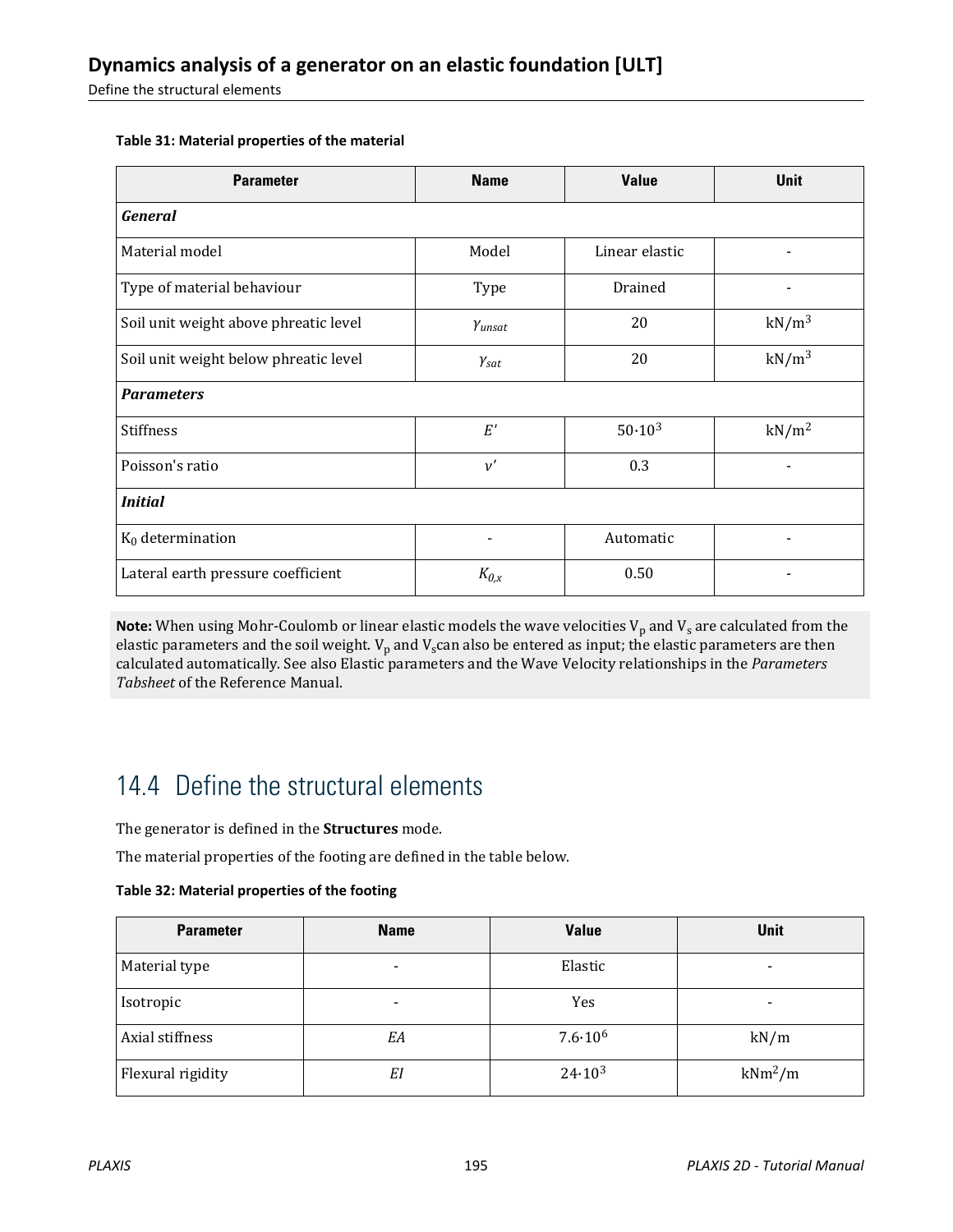**Table 31: Material properties of the material**

| Parameter | Name | Value | Unit |
|---|---|---|---|
| ***General*** | | | |
| Material model | Model | Linear elastic | - |
| Type of material behaviour | Type | Drained | - |
| Soil unit weight above phreatic level | $\gamma_{unsat}$ | 20 | $kN/m^3$ |
| Soil unit weight below phreatic level | $\gamma_{sat}$ | 20 | $kN/m^3$ |
| ***Parameters*** | | | |
| Stiffness | $E'$ | $50 \cdot 10^3$ | $kN/m^2$ |
| Poisson's ratio | $\nu'$ | 0.3 | - |
| ***Initial*** | | | |
| $K_0$ determination | - | Automatic | - |
| Lateral earth pressure coefficient | $K_{0,x}$ | 0.50 | - |

**Note:** When using Mohr-Coulomb or linear elastic models the wave velocities $V_p$ and $V_s$ are calculated from the elastic parameters and the soil weight. $V_p$ and $V_s$can also be entered as input; the elastic parameters are then calculated automatically. See also Elastic parameters and the Wave Velocity relationships in the *Parameters Tabsheet* of the Reference Manual.

## 14.4 Define the structural elements

The generator is defined in the **Structures** mode.

The material properties of the footing are defined in the table below.

**Table 32: Material properties of the footing**

| Parameter | Name | Value | Unit |
|---|---|---|---|
| Material type | - | Elastic | - |
| Isotropic | - | Yes | - |
| Axial stiffness | $EA$ | $7.6 \cdot 10^6$ | $kN/m$ |
| Flexural rigidity | $EI$ | $24 \cdot 10^3$ | $kNm^2/m$ |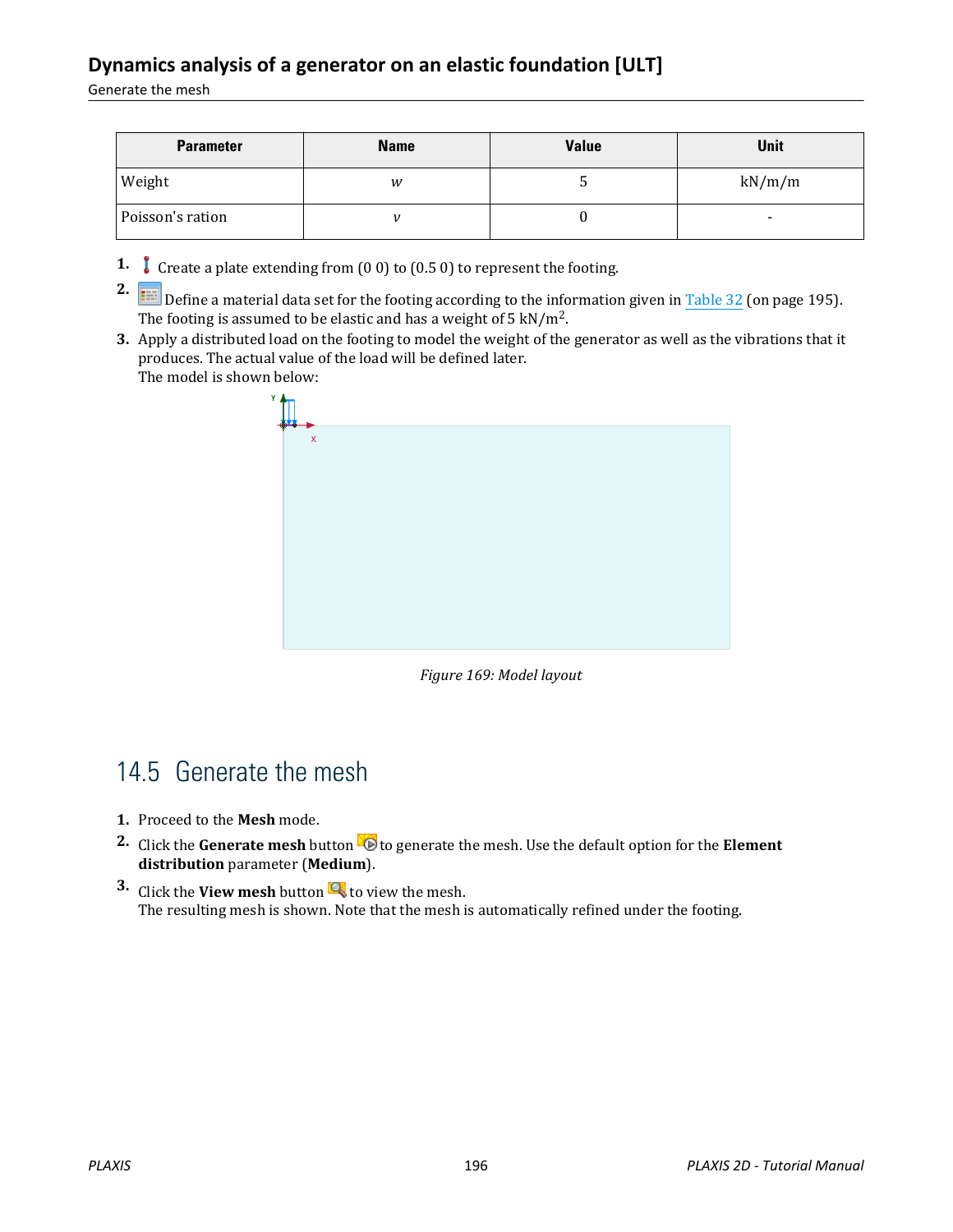| Parameter | Name | Value | Unit |
| --- | --- | --- | --- |
| Weight | $w$ | 5 | kN/m/m |
| Poisson's ration | $\nu$ | 0 | - |

1. Create a plate extending from (0 0) to (0.5 0) to represent the footing.
2. Define a material data set for the footing according to the information given in Table 32 (on page 195). The footing is assumed to be elastic and has a weight of 5 kN/m$^2$.
3. Apply a distributed load on the footing to model the weight of the generator as well as the vibrations that it produces. The actual value of the load will be defined later.
   The model is shown below:

*Figure 169: Model layout*

## 14.5 Generate the mesh

1. Proceed to the **Mesh** mode.
2. Click the **Generate mesh** button to generate the mesh. Use the default option for the **Element distribution** parameter (**Medium**).
3. Click the **View mesh** button to view the mesh.
   The resulting mesh is shown. Note that the mesh is automatically refined under the footing.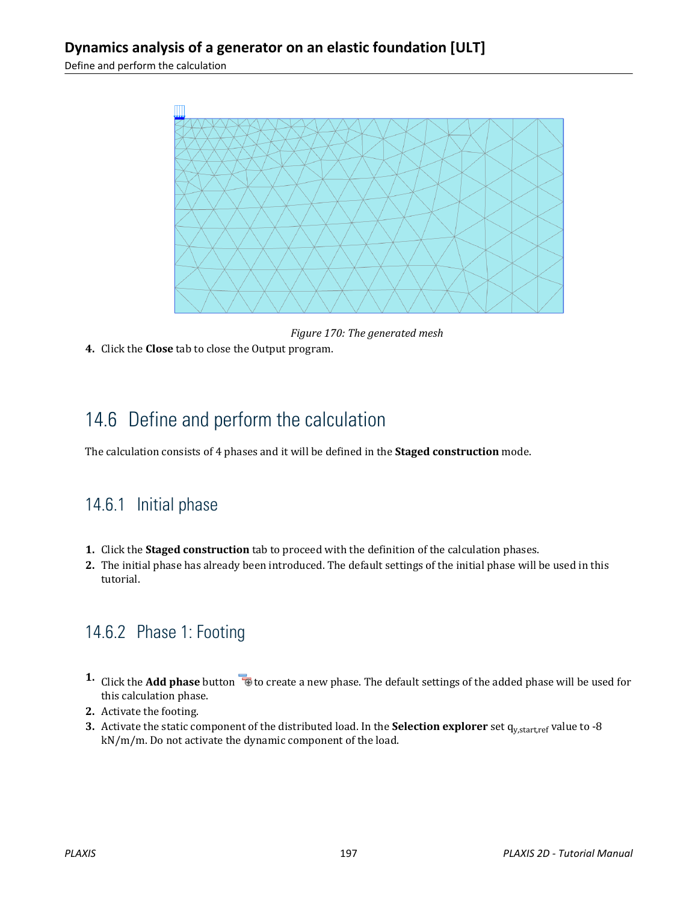*Figure 170: The generated mesh*

4. Click the **Close** tab to close the Output program.

## 14.6 Define and perform the calculation

The calculation consists of 4 phases and it will be defined in the **Staged construction** mode.

### 14.6.1 Initial phase

1. Click the **Staged construction** tab to proceed with the definition of the calculation phases.
2. The initial phase has already been introduced. The default settings of the initial phase will be used in this tutorial.

### 14.6.2 Phase 1: Footing

1. Click the **Add phase** button to create a new phase. The default settings of the added phase will be used for this calculation phase.
2. Activate the footing.
3. Activate the static component of the distributed load. In the **Selection explorer** set $q_{y,start,ref}$ value to -8 kN/m/m. Do not activate the dynamic component of the load.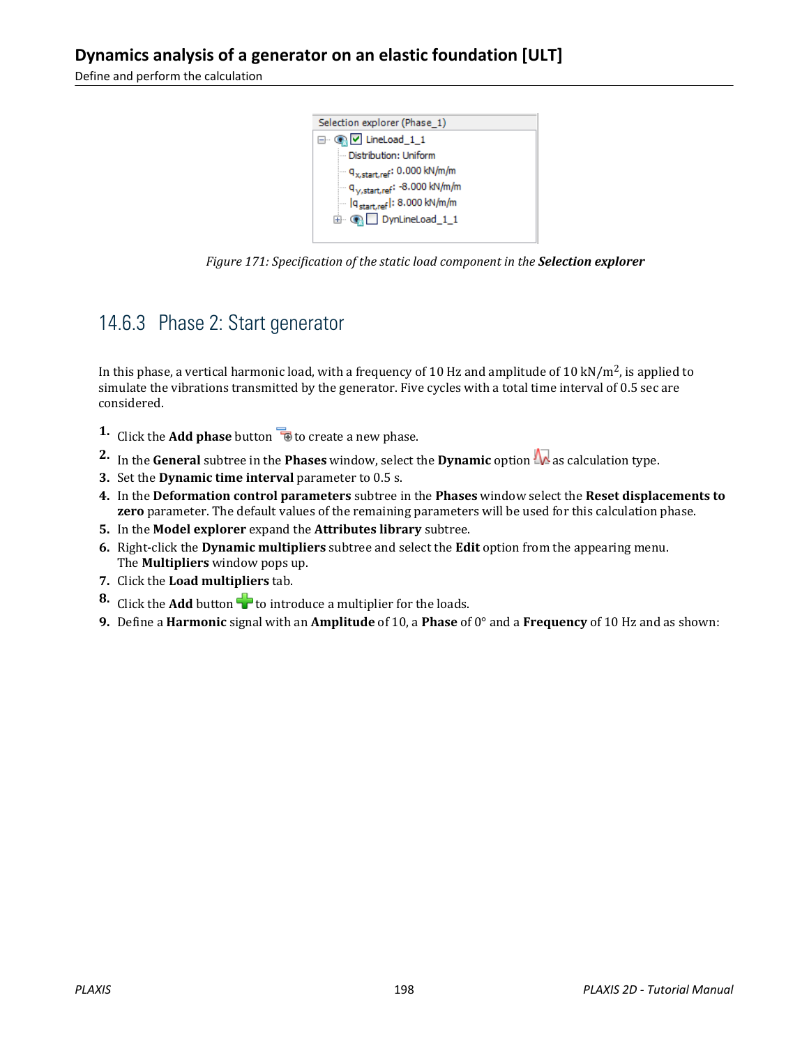Figure 171: Specification of the static load component in the ***Selection explorer***

## 14.6.3 Phase 2: Start generator

In this phase, a vertical harmonic load, with a frequency of 10 Hz and amplitude of 10 $kN/m^2$, is applied to simulate the vibrations transmitted by the generator. Five cycles with a total time interval of 0.5 sec are considered.

1. Click the **Add phase** button to create a new phase.
2. In the **General** subtree in the **Phases** window, select the **Dynamic** option as calculation type.
3. Set the **Dynamic time interval** parameter to 0.5 s.
4. In the **Deformation control parameters** subtree in the **Phases** window select the **Reset displacements to zero** parameter. The default values of the remaining parameters will be used for this calculation phase.
5. In the **Model explorer** expand the **Attributes library** subtree.
6. Right-click the **Dynamic multipliers** subtree and select the **Edit** option from the appearing menu. The **Multipliers** window pops up.
7. Click the **Load multipliers** tab.
8. Click the **Add** button to introduce a multiplier for the loads.
9. Define a **Harmonic** signal with an **Amplitude** of 10, a **Phase** of 0° and a **Frequency** of 10 Hz and as shown: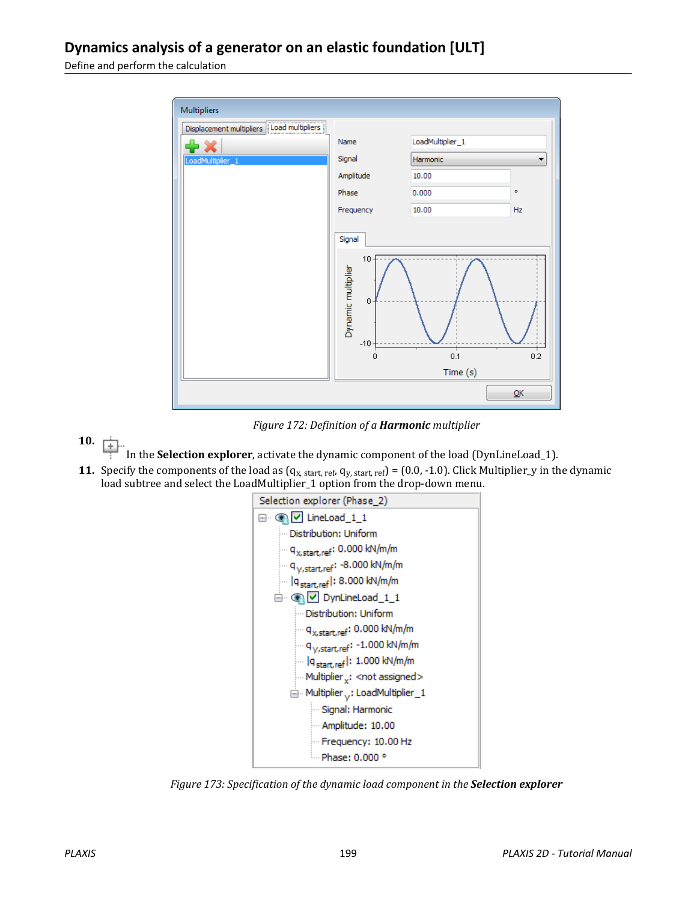Figure 172: Definition of a **Harmonic** multiplier

10. In the **Selection explorer**, activate the dynamic component of the load (DynLineLoad_1).

11. Specify the components of the load as ($q_{x,\ start,\ ref}$, $q_{y,\ start,\ ref}$) = (0.0, -1.0). Click Multiplier_y in the dynamic load subtree and select the LoadMultiplier_1 option from the drop-down menu.

Figure 173: Specification of the dynamic load component in the **Selection explorer**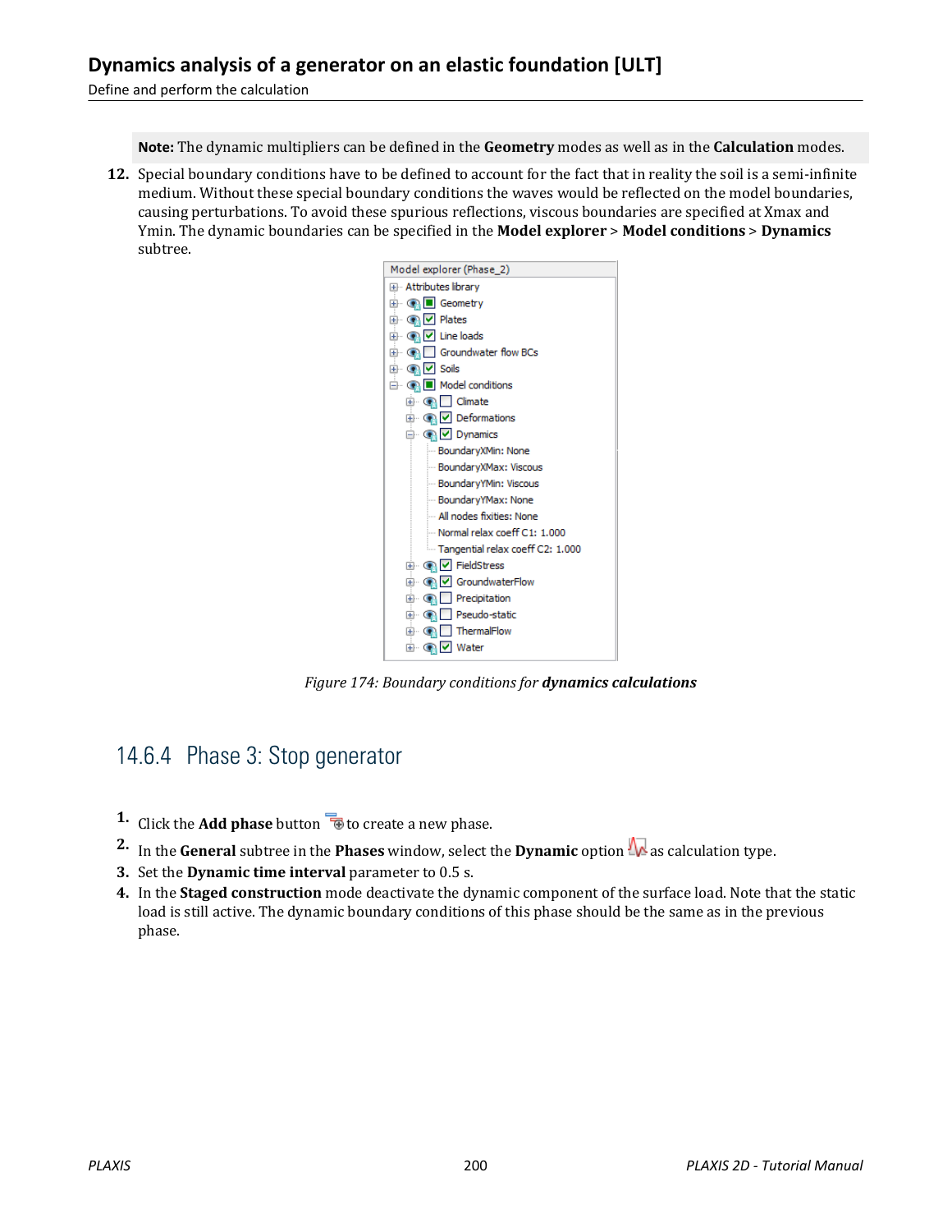**Note:** The dynamic multipliers can be defined in the **Geometry** modes as well as in the **Calculation** modes.

12. Special boundary conditions have to be defined to account for the fact that in reality the soil is a semi-infinite medium. Without these special boundary conditions the waves would be reflected on the model boundaries, causing perturbations. To avoid these spurious reflections, viscous boundaries are specified at Xmax and Ymin. The dynamic boundaries can be specified in the **Model explorer** > **Model conditions** > **Dynamics** subtree.

*Figure 174: Boundary conditions for* ***dynamics calculations***

### 14.6.4 Phase 3: Stop generator

1. Click the **Add phase** button to create a new phase.
2. In the **General** subtree in the **Phases** window, select the **Dynamic** option as calculation type.
3. Set the **Dynamic time interval** parameter to 0.5 s.
4. In the **Staged construction** mode deactivate the dynamic component of the surface load. Note that the static load is still active. The dynamic boundary conditions of this phase should be the same as in the previous phase.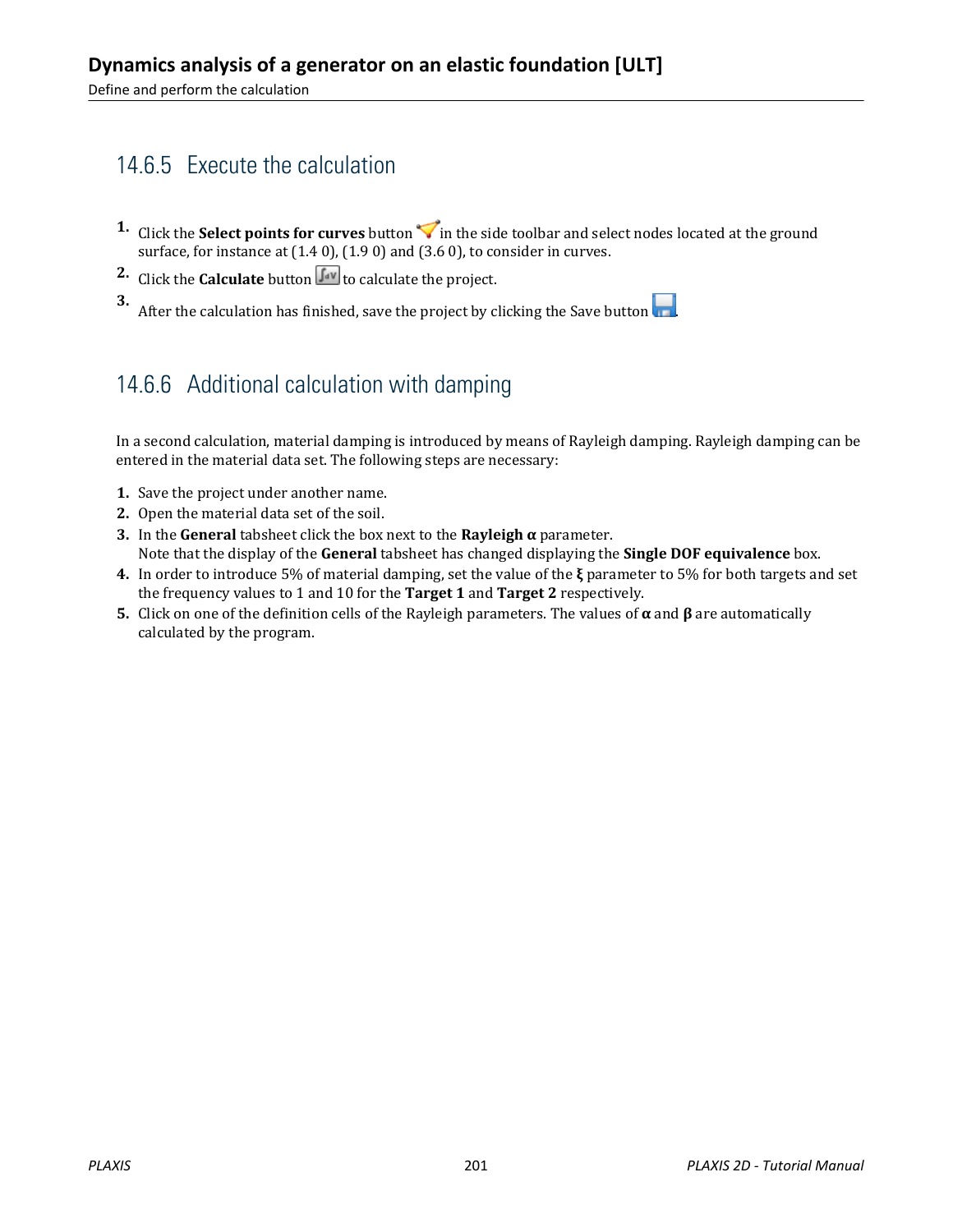## 14.6.5 Execute the calculation

1. Click the **Select points for curves** button in the side toolbar and select nodes located at the ground surface, for instance at (1.4 0), (1.9 0) and (3.6 0), to consider in curves.
2. Click the **Calculate** button to calculate the project.
3. After the calculation has finished, save the project by clicking the Save button.

## 14.6.6 Additional calculation with damping

In a second calculation, material damping is introduced by means of Rayleigh damping. Rayleigh damping can be entered in the material data set. The following steps are necessary:

1. Save the project under another name.
2. Open the material data set of the soil.
3. In the **General** tabsheet click the box next to the **Rayleigh α** parameter.
   Note that the display of the **General** tabsheet has changed displaying the **Single DOF equivalence** box.
4. In order to introduce 5% of material damping, set the value of the **ξ** parameter to 5% for both targets and set the frequency values to 1 and 10 for the **Target 1** and **Target 2** respectively.
5. Click on one of the definition cells of the Rayleigh parameters. The values of **α** and **β** are automatically calculated by the program.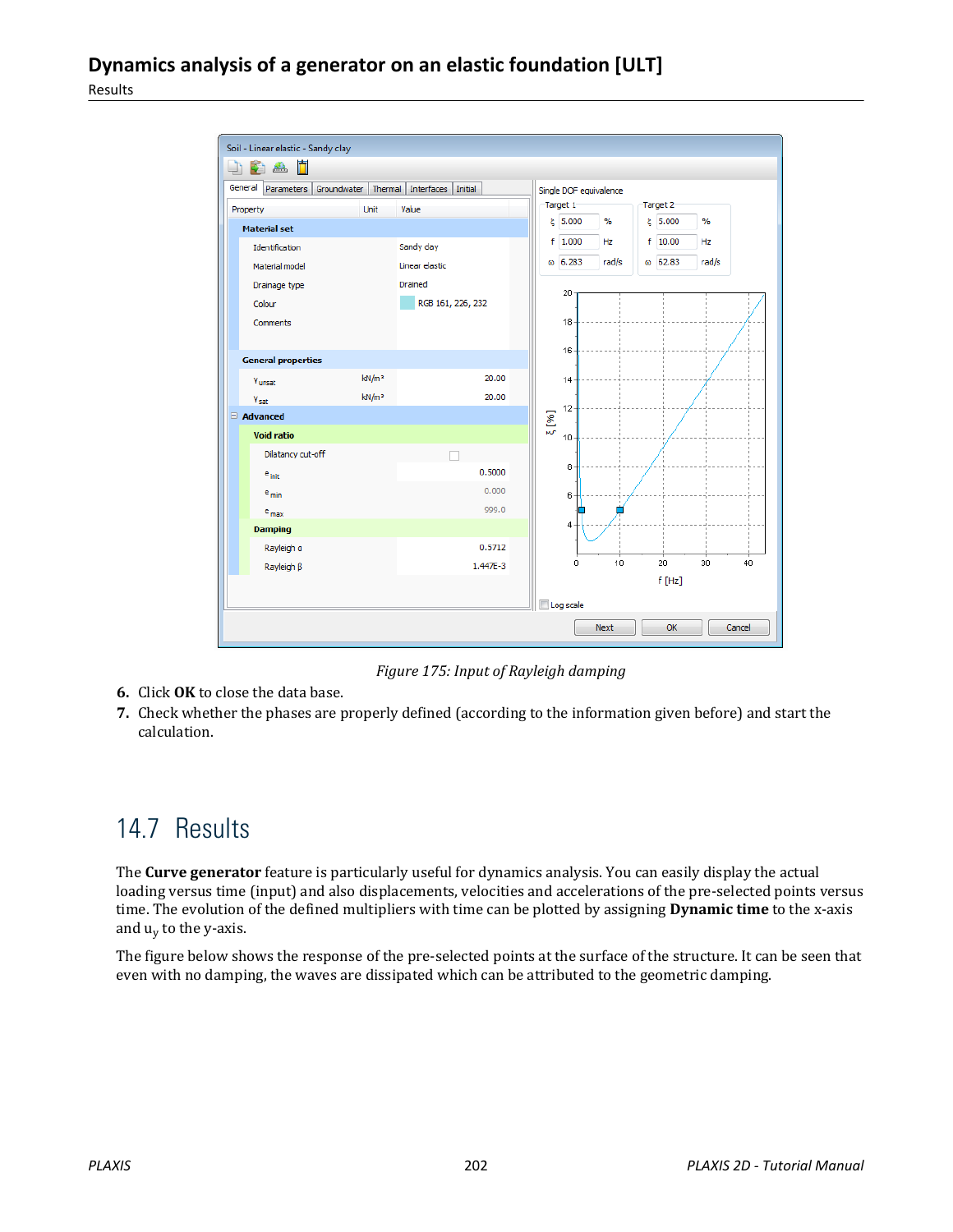Figure 175: Input of Rayleigh damping

6. Click **OK** to close the data base.
7. Check whether the phases are properly defined (according to the information given before) and start the calculation.

## 14.7 Results

The **Curve generator** feature is particularly useful for dynamics analysis. You can easily display the actual loading versus time (input) and also displacements, velocities and accelerations of the pre-selected points versus time. The evolution of the defined multipliers with time can be plotted by assigning **Dynamic time** to the x-axis and $u_y$ to the y-axis.

The figure below shows the response of the pre-selected points at the surface of the structure. It can be seen that even with no damping, the waves are dissipated which can be attributed to the geometric damping.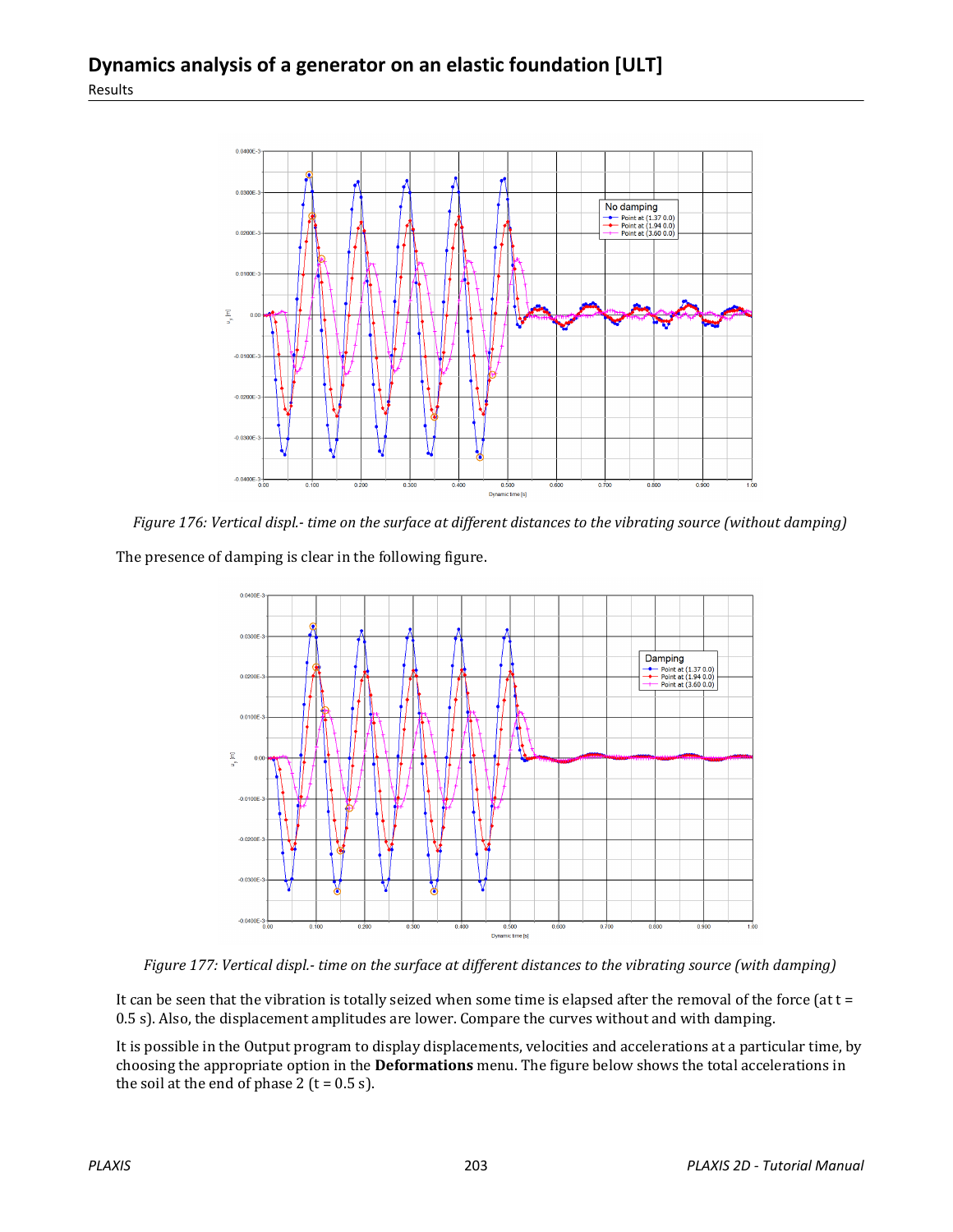Figure 176: *Vertical displ.- time on the surface at different distances to the vibrating source (without damping)*

The presence of damping is clear in the following figure.

Figure 177: *Vertical displ.- time on the surface at different distances to the vibrating source (with damping)*

It can be seen that the vibration is totally seized when some time is elapsed after the removal of the force (at t = 0.5 s). Also, the displacement amplitudes are lower. Compare the curves without and with damping.

It is possible in the Output program to display displacements, velocities and accelerations at a particular time, by choosing the appropriate option in the **Deformations** menu. The figure below shows the total accelerations in the soil at the end of phase 2 (t = 0.5 s).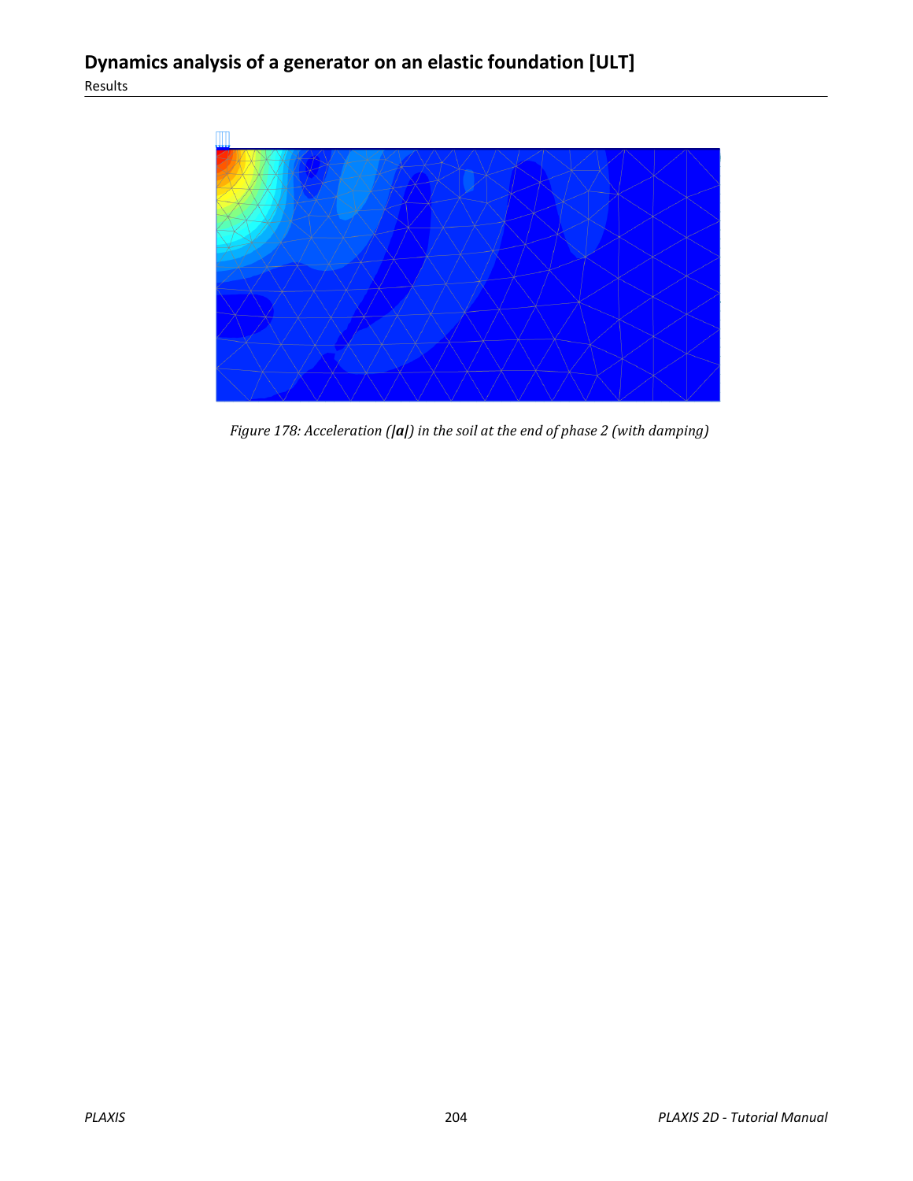*Figure 178: Acceleration (|**a**|) in the soil at the end of phase 2 (with damping)*